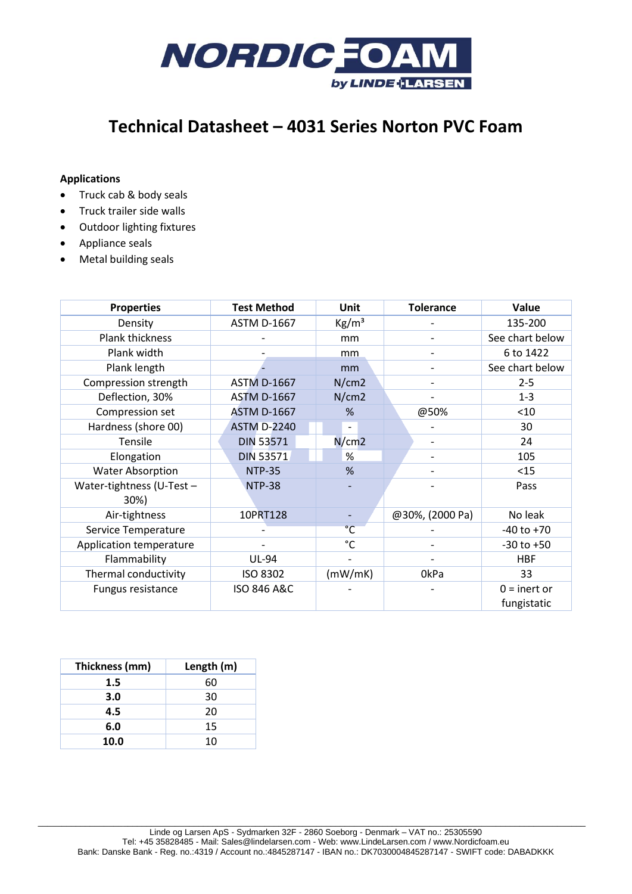# Technical Datasheet – 4031 Series Norton PVC Foam

**Applications**

- Truck cab & body seals
- Truck trailer side walls
- Outdoor lighting fixtures
- Appliance seals
- Metal building seals

| Properties | Test Method | Unit | Tolerance | Value |
|---|---|---|---|---|
| Density | ASTM D-1667 | Kg/m³ | - | 135-200 |
| Plank thickness | - | mm | - | See chart below |
| Plank width | - | mm | - | 6 to 1422 |
| Plank length | - | mm | - | See chart below |
| Compression strength | ASTM D-1667 | N/cm2 | - | 2-5 |
| Deflection, 30% | ASTM D-1667 | N/cm2 | - | 1-3 |
| Compression set | ASTM D-1667 | % | @50% | <10 |
| Hardness (shore 00) | ASTM D-2240 | - | - | 30 |
| Tensile | DIN 53571 | N/cm2 | - | 24 |
| Elongation | DIN 53571 | % | - | 105 |
| Water Absorption | NTP-35 | % | - | <15 |
| Water-tightness (U-Test – 30%) | NTP-38 | - | - | Pass |
| Air-tightness | 10PRT128 | - | @30%, (2000 Pa) | No leak |
| Service Temperature | - | °C | - | -40 to +70 |
| Application temperature | - | °C | - | -30 to +50 |
| Flammability | UL-94 | - | - | HBF |
| Thermal conductivity | ISO 8302 | (mW/mK) | 0kPa | 33 |
| Fungus resistance | ISO 846 A&C | - | - | 0 = inert or fungistatic |

| Thickness (mm) | Length (m) |
|---|---|
| **1.5** | 60 |
| **3.0** | 30 |
| **4.5** | 20 |
| **6.0** | 15 |
| **10.0** | 10 |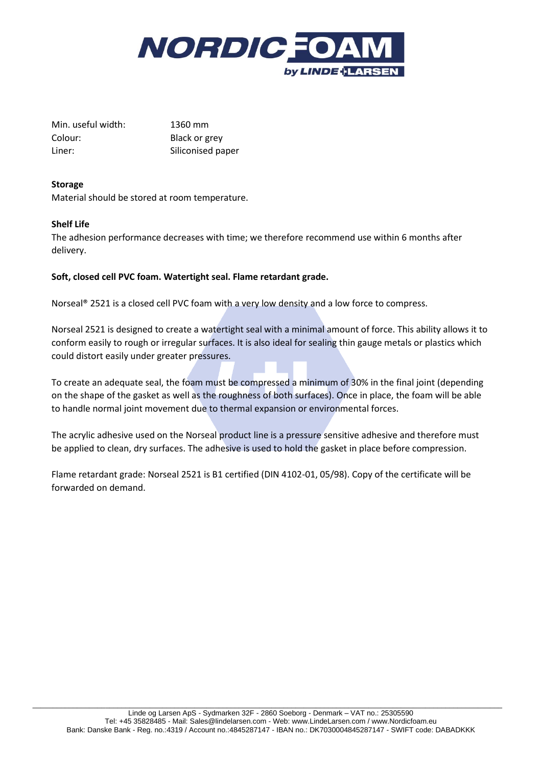| | |
|---|---|
| Min. useful width: | 1360 mm |
| Colour: | Black or grey |
| Liner: | Siliconised paper |

**Storage**

Material should be stored at room temperature.

**Shelf Life**

The adhesion performance decreases with time; we therefore recommend use within 6 months after delivery.

**Soft, closed cell PVC foam. Watertight seal. Flame retardant grade.**

Norseal® 2521 is a closed cell PVC foam with a very low density and a low force to compress.

Norseal 2521 is designed to create a watertight seal with a minimal amount of force. This ability allows it to conform easily to rough or irregular surfaces. It is also ideal for sealing thin gauge metals or plastics which could distort easily under greater pressures.

To create an adequate seal, the foam must be compressed a minimum of 30% in the final joint (depending on the shape of the gasket as well as the roughness of both surfaces). Once in place, the foam will be able to handle normal joint movement due to thermal expansion or environmental forces.

The acrylic adhesive used on the Norseal product line is a pressure sensitive adhesive and therefore must be applied to clean, dry surfaces. The adhesive is used to hold the gasket in place before compression.

Flame retardant grade: Norseal 2521 is B1 certified (DIN 4102-01, 05/98). Copy of the certificate will be forwarded on demand.